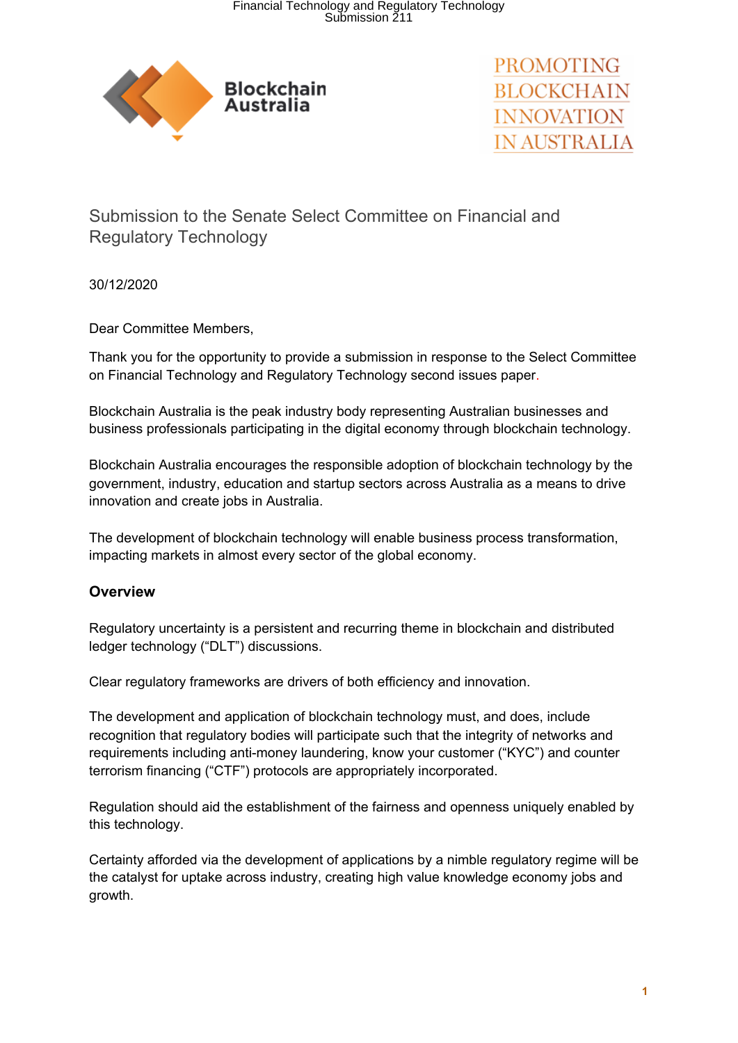Blockchain Australia

PROMOTING BLOCKCHAIN INNOVATION IN AUSTRALIA

# Submission to the Senate Select Committee on Financial and Regulatory Technology

30/12/2020

Dear Committee Members,

Thank you for the opportunity to provide a submission in response to the Select Committee on Financial Technology and Regulatory Technology second issues paper.

Blockchain Australia is the peak industry body representing Australian businesses and business professionals participating in the digital economy through blockchain technology.

Blockchain Australia encourages the responsible adoption of blockchain technology by the government, industry, education and startup sectors across Australia as a means to drive innovation and create jobs in Australia.

The development of blockchain technology will enable business process transformation, impacting markets in almost every sector of the global economy.

## Overview

Regulatory uncertainty is a persistent and recurring theme in blockchain and distributed ledger technology ("DLT") discussions.

Clear regulatory frameworks are drivers of both efficiency and innovation.

The development and application of blockchain technology must, and does, include recognition that regulatory bodies will participate such that the integrity of networks and requirements including anti-money laundering, know your customer ("KYC") and counter terrorism financing ("CTF") protocols are appropriately incorporated.

Regulation should aid the establishment of the fairness and openness uniquely enabled by this technology.

Certainty afforded via the development of applications by a nimble regulatory regime will be the catalyst for uptake across industry, creating high value knowledge economy jobs and growth.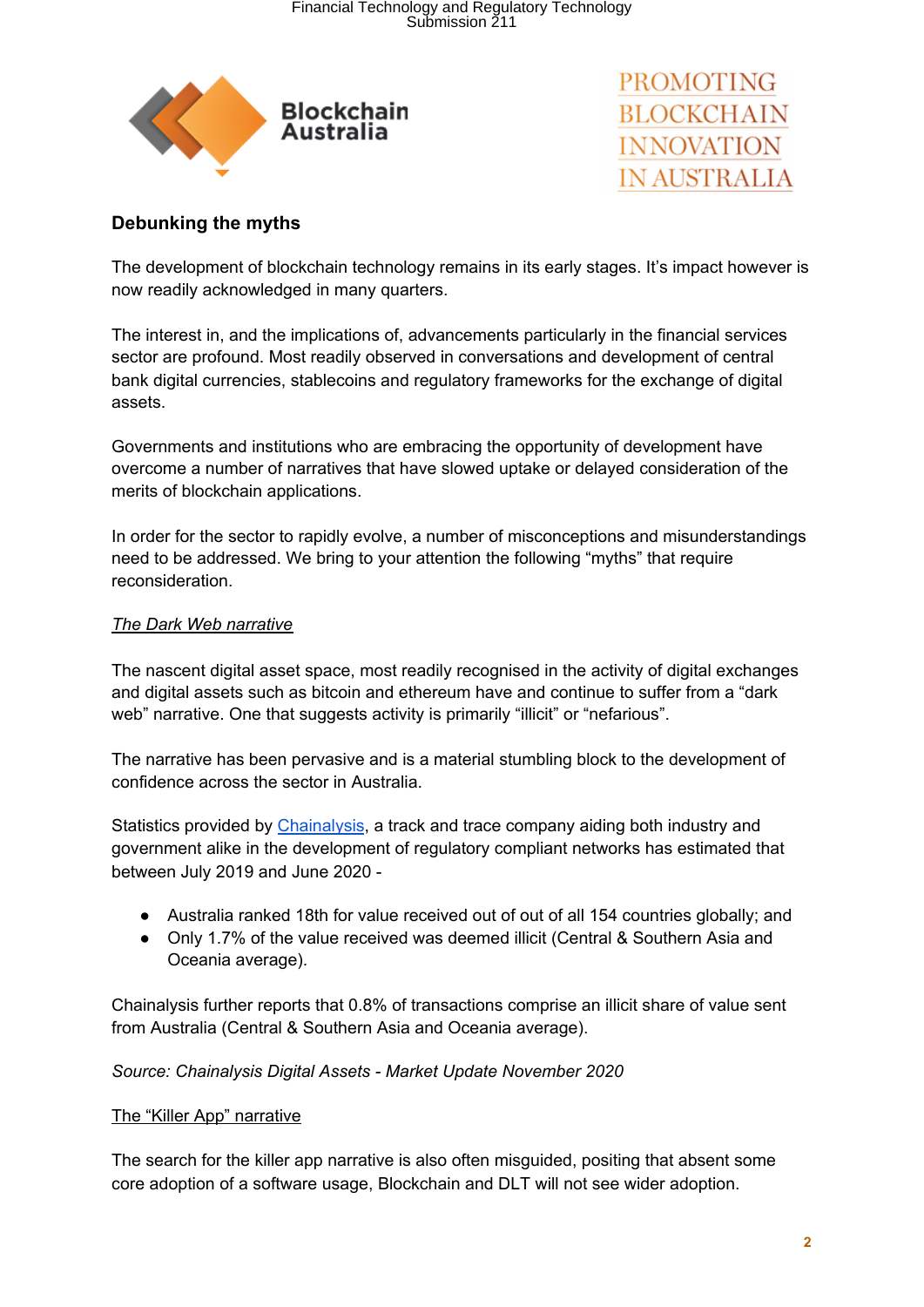## Debunking the myths

The development of blockchain technology remains in its early stages. It's impact however is now readily acknowledged in many quarters.

The interest in, and the implications of, advancements particularly in the financial services sector are profound. Most readily observed in conversations and development of central bank digital currencies, stablecoins and regulatory frameworks for the exchange of digital assets.

Governments and institutions who are embracing the opportunity of development have overcome a number of narratives that have slowed uptake or delayed consideration of the merits of blockchain applications.

In order for the sector to rapidly evolve, a number of misconceptions and misunderstandings need to be addressed. We bring to your attention the following "myths" that require reconsideration.

*The Dark Web narrative*

The nascent digital asset space, most readily recognised in the activity of digital exchanges and digital assets such as bitcoin and ethereum have and continue to suffer from a "dark web" narrative. One that suggests activity is primarily "illicit" or "nefarious".

The narrative has been pervasive and is a material stumbling block to the development of confidence across the sector in Australia.

Statistics provided by Chainalysis, a track and trace company aiding both industry and government alike in the development of regulatory compliant networks has estimated that between July 2019 and June 2020 -

- Australia ranked 18th for value received out of out of all 154 countries globally; and
- Only 1.7% of the value received was deemed illicit (Central & Southern Asia and Oceania average).

Chainalysis further reports that 0.8% of transactions comprise an illicit share of value sent from Australia (Central & Southern Asia and Oceania average).

*Source: Chainalysis Digital Assets - Market Update November 2020*

The "Killer App" narrative

The search for the killer app narrative is also often misguided, positing that absent some core adoption of a software usage, Blockchain and DLT will not see wider adoption.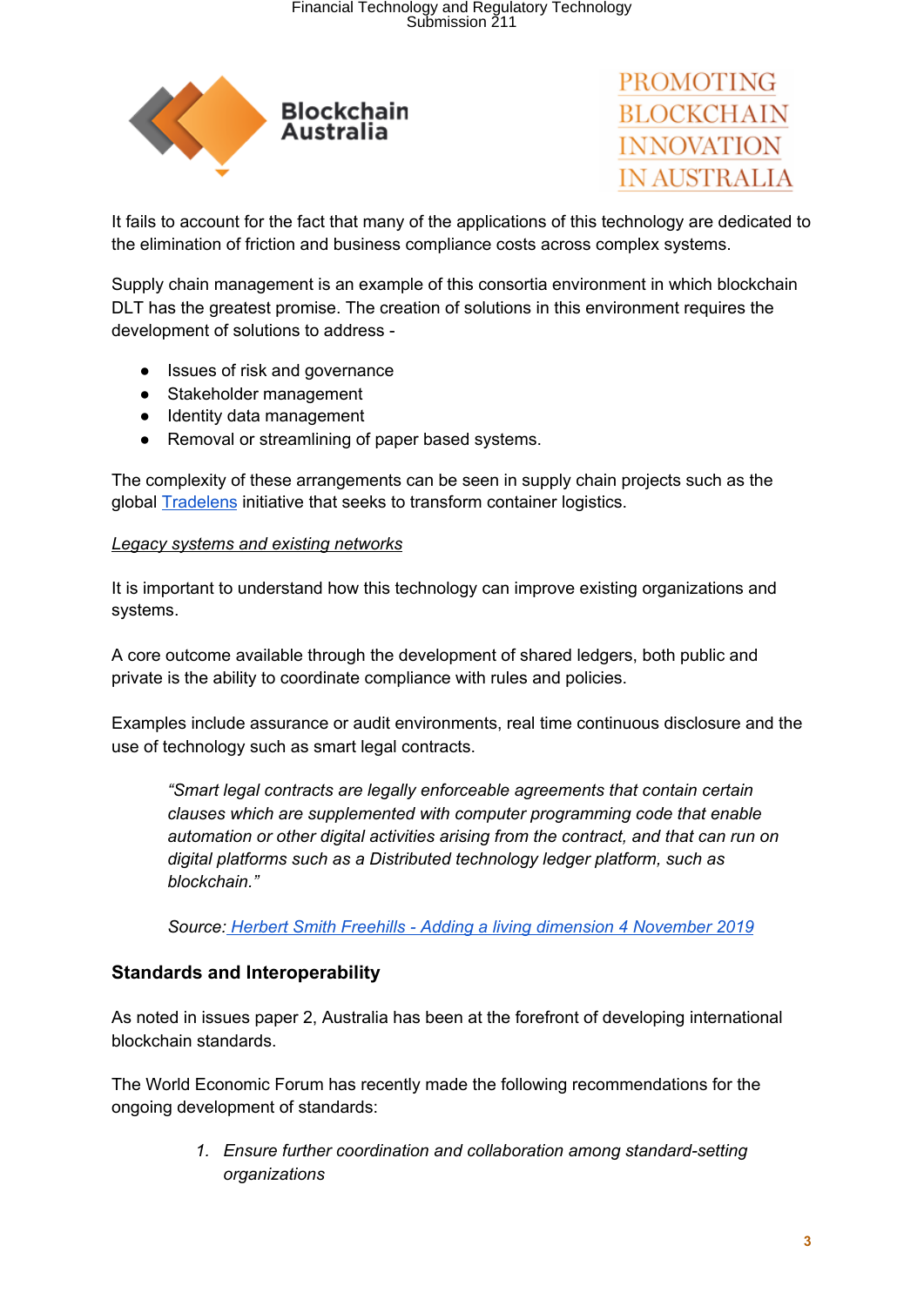It fails to account for the fact that many of the applications of this technology are dedicated to the elimination of friction and business compliance costs across complex systems.

Supply chain management is an example of this consortia environment in which blockchain DLT has the greatest promise. The creation of solutions in this environment requires the development of solutions to address -

- Issues of risk and governance
- Stakeholder management
- Identity data management
- Removal or streamlining of paper based systems.

The complexity of these arrangements can be seen in supply chain projects such as the global Tradelens initiative that seeks to transform container logistics.

*Legacy systems and existing networks*

It is important to understand how this technology can improve existing organizations and systems.

A core outcome available through the development of shared ledgers, both public and private is the ability to coordinate compliance with rules and policies.

Examples include assurance or audit environments, real time continuous disclosure and the use of technology such as smart legal contracts.

> *"Smart legal contracts are legally enforceable agreements that contain certain clauses which are supplemented with computer programming code that enable automation or other digital activities arising from the contract, and that can run on digital platforms such as a Distributed technology ledger platform, such as blockchain."*
>
> *Source: Herbert Smith Freehills - Adding a living dimension 4 November 2019*

## Standards and Interoperability

As noted in issues paper 2, Australia has been at the forefront of developing international blockchain standards.

The World Economic Forum has recently made the following recommendations for the ongoing development of standards:

1. *Ensure further coordination and collaboration among standard-setting organizations*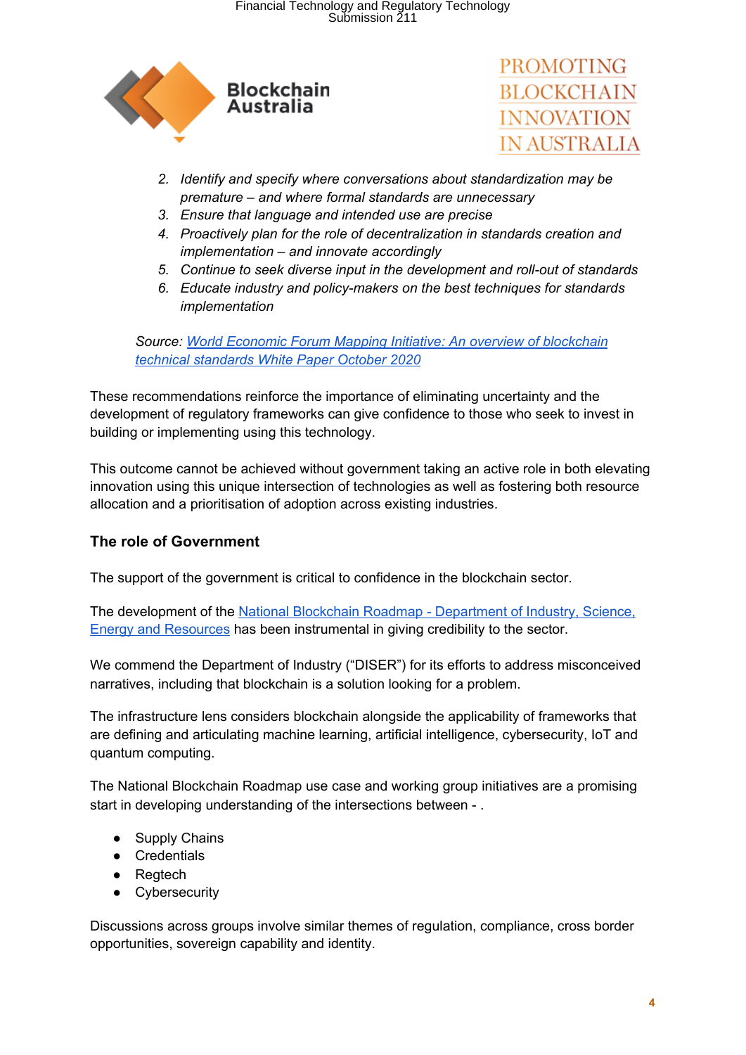2. *Identify and specify where conversations about standardization may be premature – and where formal standards are unnecessary*
3. *Ensure that language and intended use are precise*
4. *Proactively plan for the role of decentralization in standards creation and implementation – and innovate accordingly*
5. *Continue to seek diverse input in the development and roll-out of standards*
6. *Educate industry and policy-makers on the best techniques for standards implementation*

*Source: World Economic Forum Mapping Initiative: An overview of blockchain technical standards White Paper October 2020*

These recommendations reinforce the importance of eliminating uncertainty and the development of regulatory frameworks can give confidence to those who seek to invest in building or implementing using this technology.

This outcome cannot be achieved without government taking an active role in both elevating innovation using this unique intersection of technologies as well as fostering both resource allocation and a prioritisation of adoption across existing industries.

## The role of Government

The support of the government is critical to confidence in the blockchain sector.

The development of the National Blockchain Roadmap - Department of Industry, Science, Energy and Resources has been instrumental in giving credibility to the sector.

We commend the Department of Industry ("DISER") for its efforts to address misconceived narratives, including that blockchain is a solution looking for a problem.

The infrastructure lens considers blockchain alongside the applicability of frameworks that are defining and articulating machine learning, artificial intelligence, cybersecurity, IoT and quantum computing.

The National Blockchain Roadmap use case and working group initiatives are a promising start in developing understanding of the intersections between - .

- Supply Chains
- Credentials
- Regtech
- Cybersecurity

Discussions across groups involve similar themes of regulation, compliance, cross border opportunities, sovereign capability and identity.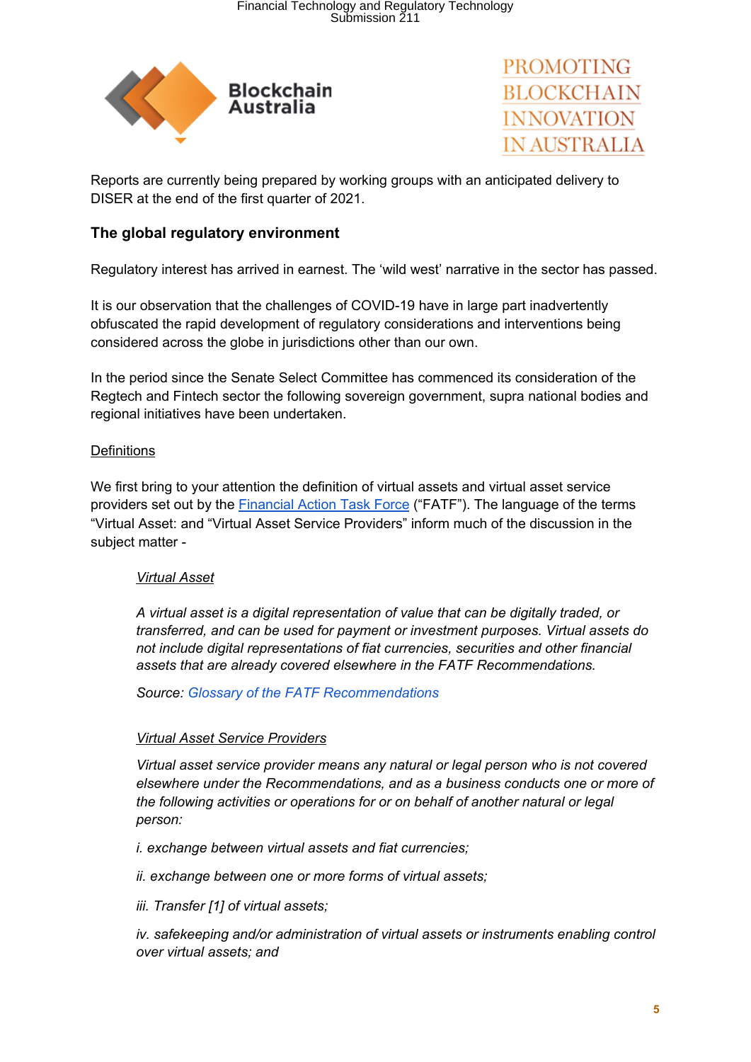Reports are currently being prepared by working groups with an anticipated delivery to DISER at the end of the first quarter of 2021.

## The global regulatory environment

Regulatory interest has arrived in earnest. The 'wild west' narrative in the sector has passed.

It is our observation that the challenges of COVID-19 have in large part inadvertently obfuscated the rapid development of regulatory considerations and interventions being considered across the globe in jurisdictions other than our own.

In the period since the Senate Select Committee has commenced its consideration of the Regtech and Fintech sector the following sovereign government, supra national bodies and regional initiatives have been undertaken.

<u>Definitions</u>

We first bring to your attention the definition of virtual assets and virtual asset service providers set out by the Financial Action Task Force ("FATF"). The language of the terms "Virtual Asset: and "Virtual Asset Service Providers" inform much of the discussion in the subject matter -

> <u>*Virtual Asset*</u>
>
> *A virtual asset is a digital representation of value that can be digitally traded, or transferred, and can be used for payment or investment purposes. Virtual assets do not include digital representations of fiat currencies, securities and other financial assets that are already covered elsewhere in the FATF Recommendations.*
>
> *Source: Glossary of the FATF Recommendations*
>
> <u>*Virtual Asset Service Providers*</u>
>
> *Virtual asset service provider means any natural or legal person who is not covered elsewhere under the Recommendations, and as a business conducts one or more of the following activities or operations for or on behalf of another natural or legal person:*
>
> *i. exchange between virtual assets and fiat currencies;*
>
> *ii. exchange between one or more forms of virtual assets;*
>
> *iii. Transfer [1] of virtual assets;*
>
> *iv. safekeeping and/or administration of virtual assets or instruments enabling control over virtual assets; and*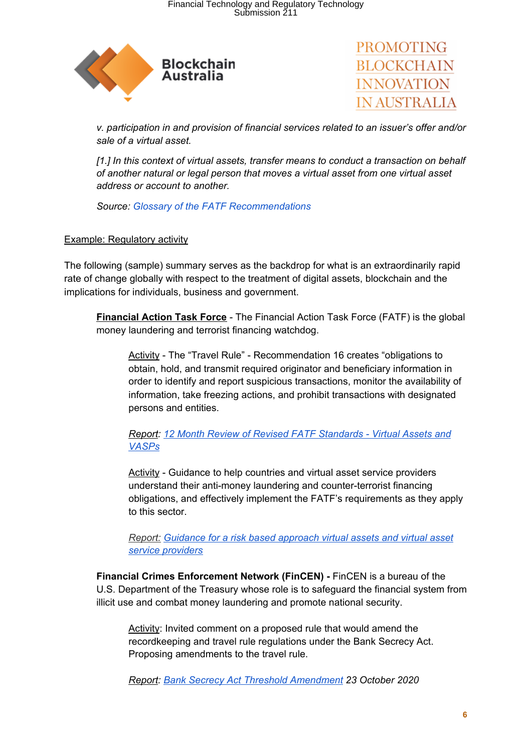*v. participation in and provision of financial services related to an issuer's offer and/or sale of a virtual asset.*

*[1.] In this context of virtual assets, transfer means to conduct a transaction on behalf of another natural or legal person that moves a virtual asset from one virtual asset address or account to another.*

*Source: Glossary of the FATF Recommendations*

Example: Regulatory activity

The following (sample) summary serves as the backdrop for what is an extraordinarily rapid rate of change globally with respect to the treatment of digital assets, blockchain and the implications for individuals, business and government.

**Financial Action Task Force** - The Financial Action Task Force (FATF) is the global money laundering and terrorist financing watchdog.

Activity - The "Travel Rule" - Recommendation 16 creates "obligations to obtain, hold, and transmit required originator and beneficiary information in order to identify and report suspicious transactions, monitor the availability of information, take freezing actions, and prohibit transactions with designated persons and entities.

*Report: 12 Month Review of Revised FATF Standards - Virtual Assets and VASPs*

Activity - Guidance to help countries and virtual asset service providers understand their anti-money laundering and counter-terrorist financing obligations, and effectively implement the FATF's requirements as they apply to this sector.

*Report: Guidance for a risk based approach virtual assets and virtual asset service providers*

**Financial Crimes Enforcement Network (FinCEN) -** FinCEN is a bureau of the U.S. Department of the Treasury whose role is to safeguard the financial system from illicit use and combat money laundering and promote national security.

Activity: Invited comment on a proposed rule that would amend the recordkeeping and travel rule regulations under the Bank Secrecy Act. Proposing amendments to the travel rule.

*Report: Bank Secrecy Act Threshold Amendment 23 October 2020*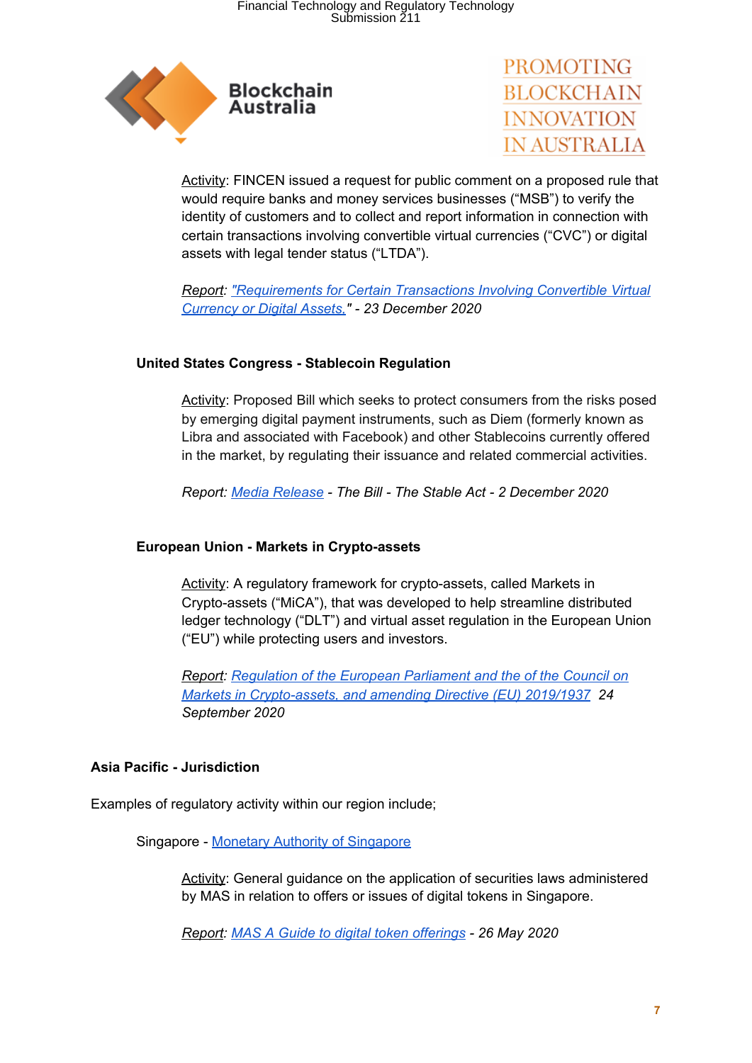Activity: FINCEN issued a request for public comment on a proposed rule that would require banks and money services businesses ("MSB") to verify the identity of customers and to collect and report information in connection with certain transactions involving convertible virtual currencies ("CVC") or digital assets with legal tender status ("LTDA").

*Report: "Requirements for Certain Transactions Involving Convertible Virtual Currency or Digital Assets," - 23 December 2020*

**United States Congress - Stablecoin Regulation**

Activity: Proposed Bill which seeks to protect consumers from the risks posed by emerging digital payment instruments, such as Diem (formerly known as Libra and associated with Facebook) and other Stablecoins currently offered in the market, by regulating their issuance and related commercial activities.

*Report: Media Release - The Bill - The Stable Act - 2 December 2020*

**European Union - Markets in Crypto-assets**

Activity: A regulatory framework for crypto-assets, called Markets in Crypto-assets ("MiCA"), that was developed to help streamline distributed ledger technology ("DLT") and virtual asset regulation in the European Union ("EU") while protecting users and investors.

*Report: Regulation of the European Parliament and the of the Council on Markets in Crypto-assets, and amending Directive (EU) 2019/1937 24 September 2020*

**Asia Pacific - Jurisdiction**

Examples of regulatory activity within our region include;

Singapore - Monetary Authority of Singapore

Activity: General guidance on the application of securities laws administered by MAS in relation to offers or issues of digital tokens in Singapore.

*Report: MAS A Guide to digital token offerings - 26 May 2020*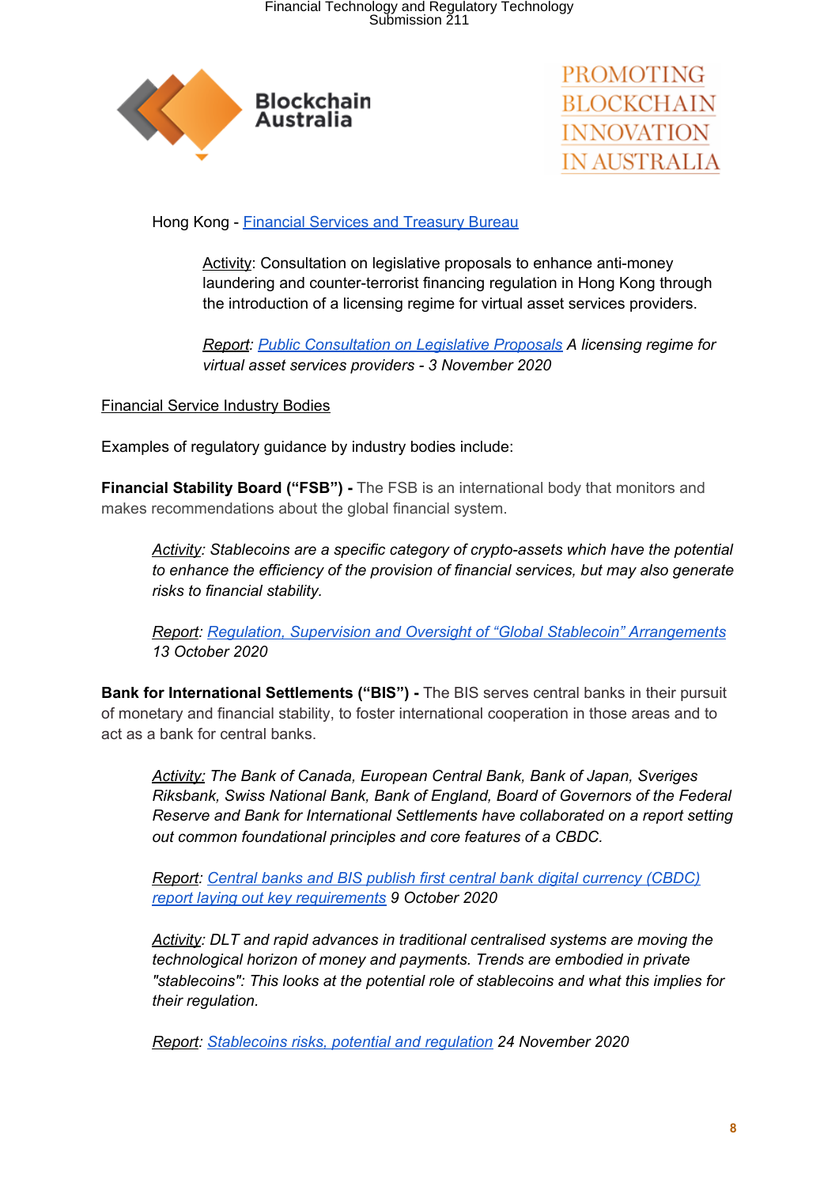Hong Kong - Financial Services and Treasury Bureau

> Activity: Consultation on legislative proposals to enhance anti-money laundering and counter-terrorist financing regulation in Hong Kong through the introduction of a licensing regime for virtual asset services providers.
>
> *Report: Public Consultation on Legislative Proposals A licensing regime for virtual asset services providers - 3 November 2020*

Financial Service Industry Bodies

Examples of regulatory guidance by industry bodies include:

**Financial Stability Board ("FSB") -** The FSB is an international body that monitors and makes recommendations about the global financial system.

> *Activity: Stablecoins are a specific category of crypto-assets which have the potential to enhance the efficiency of the provision of financial services, but may also generate risks to financial stability.*
>
> *Report: Regulation, Supervision and Oversight of "Global Stablecoin" Arrangements 13 October 2020*

**Bank for International Settlements ("BIS") -** The BIS serves central banks in their pursuit of monetary and financial stability, to foster international cooperation in those areas and to act as a bank for central banks.

> *Activity: The Bank of Canada, European Central Bank, Bank of Japan, Sveriges Riksbank, Swiss National Bank, Bank of England, Board of Governors of the Federal Reserve and Bank for International Settlements have collaborated on a report setting out common foundational principles and core features of a CBDC.*
>
> *Report: Central banks and BIS publish first central bank digital currency (CBDC) report laying out key requirements 9 October 2020*
>
> *Activity: DLT and rapid advances in traditional centralised systems are moving the technological horizon of money and payments. Trends are embodied in private "stablecoins": This looks at the potential role of stablecoins and what this implies for their regulation.*
>
> *Report: Stablecoins risks, potential and regulation 24 November 2020*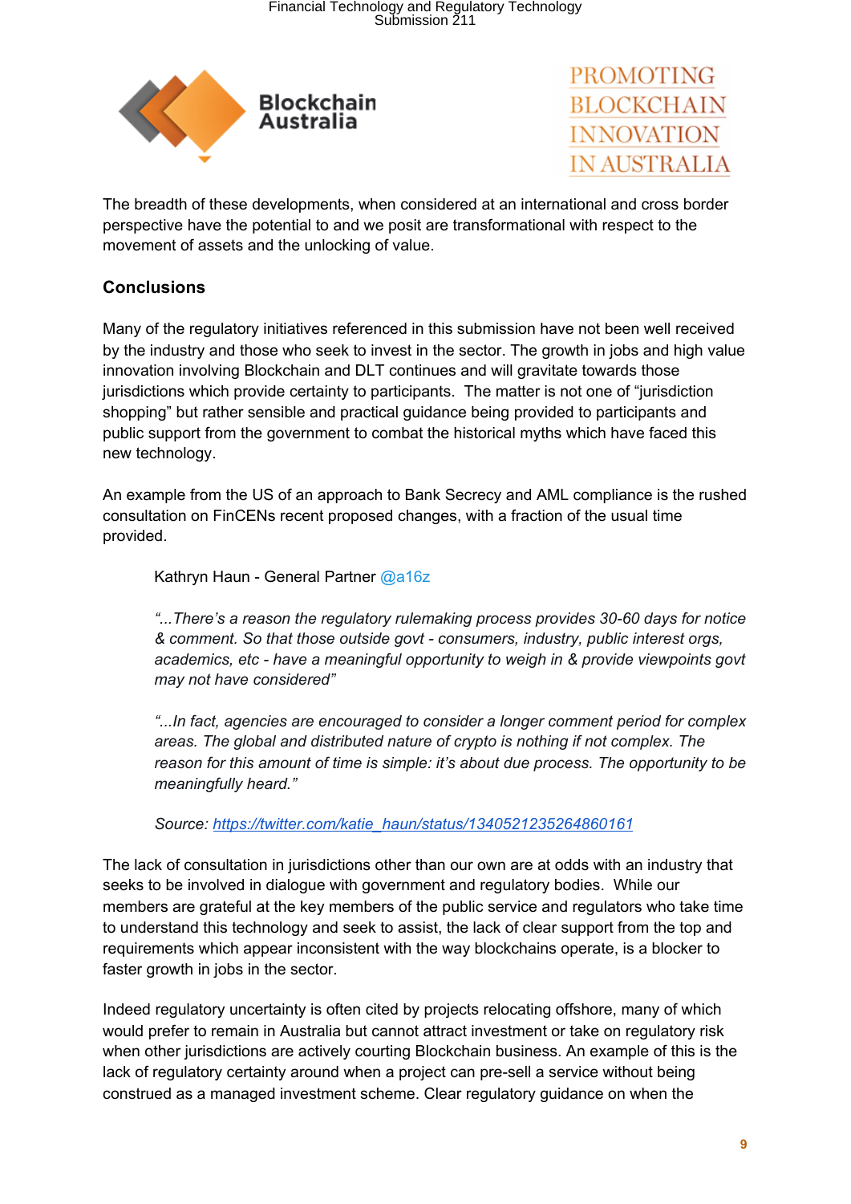The breadth of these developments, when considered at an international and cross border perspective have the potential to and we posit are transformational with respect to the movement of assets and the unlocking of value.

## Conclusions

Many of the regulatory initiatives referenced in this submission have not been well received by the industry and those who seek to invest in the sector. The growth in jobs and high value innovation involving Blockchain and DLT continues and will gravitate towards those jurisdictions which provide certainty to participants. The matter is not one of "jurisdiction shopping" but rather sensible and practical guidance being provided to participants and public support from the government to combat the historical myths which have faced this new technology.

An example from the US of an approach to Bank Secrecy and AML compliance is the rushed consultation on FinCENs recent proposed changes, with a fraction of the usual time provided.

> Kathryn Haun - General Partner @a16z
>
> *"...There's a reason the regulatory rulemaking process provides 30-60 days for notice & comment. So that those outside govt - consumers, industry, public interest orgs, academics, etc - have a meaningful opportunity to weigh in & provide viewpoints govt may not have considered"*
>
> *"...In fact, agencies are encouraged to consider a longer comment period for complex areas. The global and distributed nature of crypto is nothing if not complex. The reason for this amount of time is simple: it's about due process. The opportunity to be meaningfully heard."*
>
> *Source: https://twitter.com/katie_haun/status/1340521235264860161*

The lack of consultation in jurisdictions other than our own are at odds with an industry that seeks to be involved in dialogue with government and regulatory bodies. While our members are grateful at the key members of the public service and regulators who take time to understand this technology and seek to assist, the lack of clear support from the top and requirements which appear inconsistent with the way blockchains operate, is a blocker to faster growth in jobs in the sector.

Indeed regulatory uncertainty is often cited by projects relocating offshore, many of which would prefer to remain in Australia but cannot attract investment or take on regulatory risk when other jurisdictions are actively courting Blockchain business. An example of this is the lack of regulatory certainty around when a project can pre-sell a service without being construed as a managed investment scheme. Clear regulatory guidance on when the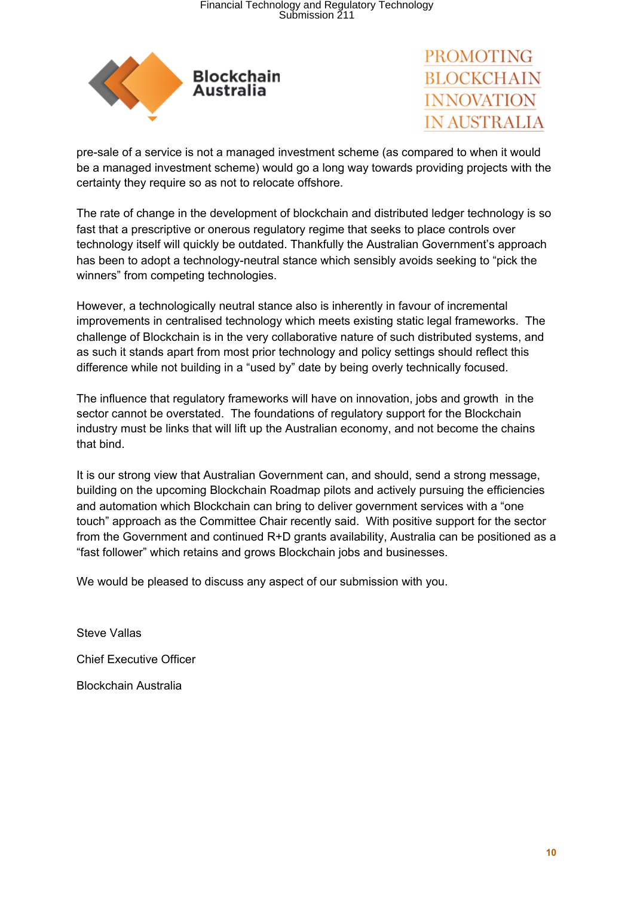pre-sale of a service is not a managed investment scheme (as compared to when it would be a managed investment scheme) would go a long way towards providing projects with the certainty they require so as not to relocate offshore.

The rate of change in the development of blockchain and distributed ledger technology is so fast that a prescriptive or onerous regulatory regime that seeks to place controls over technology itself will quickly be outdated. Thankfully the Australian Government's approach has been to adopt a technology-neutral stance which sensibly avoids seeking to "pick the winners" from competing technologies.

However, a technologically neutral stance also is inherently in favour of incremental improvements in centralised technology which meets existing static legal frameworks. The challenge of Blockchain is in the very collaborative nature of such distributed systems, and as such it stands apart from most prior technology and policy settings should reflect this difference while not building in a "used by" date by being overly technically focused.

The influence that regulatory frameworks will have on innovation, jobs and growth in the sector cannot be overstated. The foundations of regulatory support for the Blockchain industry must be links that will lift up the Australian economy, and not become the chains that bind.

It is our strong view that Australian Government can, and should, send a strong message, building on the upcoming Blockchain Roadmap pilots and actively pursuing the efficiencies and automation which Blockchain can bring to deliver government services with a "one touch" approach as the Committee Chair recently said. With positive support for the sector from the Government and continued R+D grants availability, Australia can be positioned as a "fast follower" which retains and grows Blockchain jobs and businesses.

We would be pleased to discuss any aspect of our submission with you.

Steve Vallas

Chief Executive Officer

Blockchain Australia